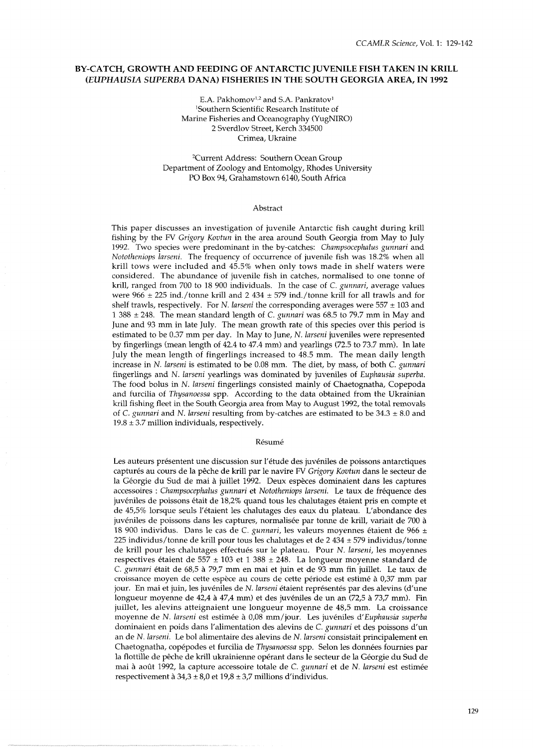# BY-CATCH, GROWTH AND FEEDING OF ANTARCTIC JUVENILE FISH TAKEN IN KRILL (*EUPHAUSIA SUPERBA* DANA) FISHERIES IN THE SOUTH GEORGIA AREA, IN 1992

E.A. Pakhomov[1,2] and S.A. Pankratov[1]

[1]Southern Scientific Research Institute of Marine Fisheries and Oceanography (YugNIRO)
2 Sverdlov Street, Kerch 334500
Crimea, Ukraine

[2]Current Address: Southern Ocean Group
Department of Zoology and Entomolgy, Rhodes University
PO Box 94, Grahamstown 6140, South Africa

## Abstract

This paper discusses an investigation of juvenile Antarctic fish caught during krill fishing by the FV *Grigory Kovtun* in the area around South Georgia from May to July 1992. Two species were predominant in the by-catches: *Champsocephalus gunnari* and *Nototheniops larseni*. The frequency of occurrence of juvenile fish was 18.2% when all krill tows were included and 45.5% when only tows made in shelf waters were considered. The abundance of juvenile fish in catches, normalised to one tonne of krill, ranged from 700 to 18 900 individuals. In the case of *C. gunnari*, average values were 966 ± 225 ind./tonne krill and 2 434 ± 579 ind./tonne krill for all trawls and for shelf trawls, respectively. For *N. larseni* the corresponding averages were 557 ± 103 and 1 388 ± 248. The mean standard length of *C. gunnari* was 68.5 to 79.7 mm in May and June and 93 mm in late July. The mean growth rate of this species over this period is estimated to be 0.37 mm per day. In May to June, *N. larseni* juveniles were represented by fingerlings (mean length of 42.4 to 47.4 mm) and yearlings (72.5 to 73.7 mm). In late July the mean length of fingerlings increased to 48.5 mm. The mean daily length increase in *N. larseni* is estimated to be 0.08 mm. The diet, by mass, of both *C. gunnari* fingerlings and *N. larseni* yearlings was dominated by juveniles of *Euphausia superba*. The food bolus in *N. larseni* fingerlings consisted mainly of Chaetognatha, Copepoda and furcilia of *Thysanoessa* spp. According to the data obtained from the Ukrainian krill fishing fleet in the South Georgia area from May to August 1992, the total removals of *C. gunnari* and *N. larseni* resulting from by-catches are estimated to be 34.3 ± 8.0 and 19.8 ± 3.7 million individuals, respectively.

## Résumé

Les auteurs présentent une discussion sur l'étude des juvéniles de poissons antarctiques capturés au cours de la pêche de krill par le navire FV *Grigory Kovtun* dans le secteur de la Géorgie du Sud de mai à juillet 1992. Deux espèces dominaient dans les captures accessoires : *Champsocephalus gunnari* et *Nototheniops larseni*. Le taux de fréquence des juvéniles de poissons était de 18,2% quand tous les chalutages étaient pris en compte et de 45,5% lorsque seuls l'étaient les chalutages des eaux du plateau. L'abondance des juvéniles de poissons dans les captures, normalisée par tonne de krill, variait de 700 à 18 900 individus. Dans le cas de *C. gunnari*, les valeurs moyennes étaient de 966 ± 225 individus/tonne de krill pour tous les chalutages et de 2 434 ± 579 individus/tonne de krill pour les chalutages effectués sur le plateau. Pour *N. larseni*, les moyennes respectives étaient de 557 ± 103 et 1 388 ± 248. La longueur moyenne standard de *C. gunnari* était de 68,5 à 79,7 mm en mai et juin et de 93 mm fin juillet. Le taux de croissance moyen de cette espèce au cours de cette période est estimé à 0,37 mm par jour. En mai et juin, les juvéniles de *N. larseni* étaient représentés par des alevins (d'une longueur moyenne de 42,4 à 47,4 mm) et des juvéniles de un an (72,5 à 73,7 mm). Fin juillet, les alevins atteignaient une longueur moyenne de 48,5 mm. La croissance moyenne de *N. larseni* est estimée à 0,08 mm/jour. Les juvéniles d'*Euphausia superba* dominaient en poids dans l'alimentation des alevins de *C. gunnari* et des poissons d'un an de *N. larseni*. Le bol alimentaire des alevins de *N. larseni* consistait principalement en Chaetognatha, copépodes et furcilia de *Thysanoessa* spp. Selon les données fournies par la flottille de pêche de krill ukrainienne opérant dans le secteur de la Géorgie du Sud de mai à août 1992, la capture accessoire totale de *C. gunnari* et de *N. larseni* est estimée respectivement à 34,3 ± 8,0 et 19,8 ± 3,7 millions d'individus.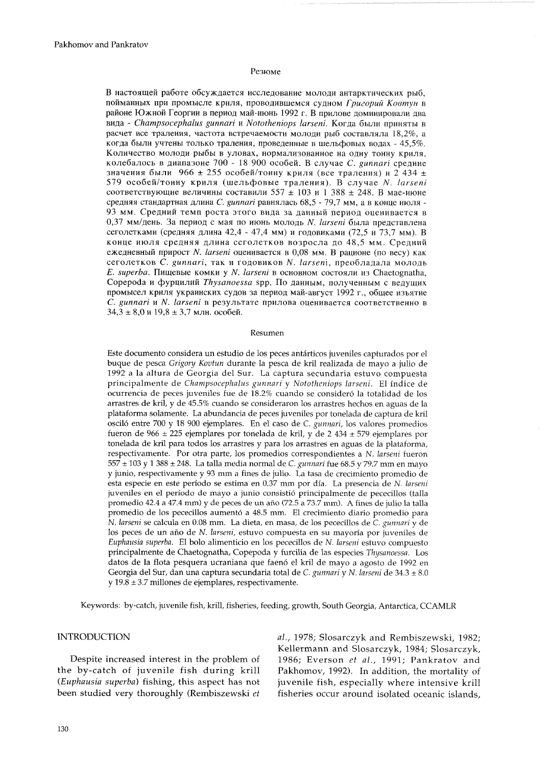## Резюме

В настоящей работе обсуждается исследование молоди антарктических рыб, пойманных при промысле криля, проводившемся судном *Григорий Ковтун* в районе Южной Георгии в период май-июнь 1992 г. В прилове доминировали два вида - *Champsocephalus gunnari* и *Nototheniops larseni*. Когда были приняты в расчет все траления, частота встречаемости молоди рыб составляла 18,2%, а когда были учтены только траления, проведенные в шельфовых водах - 45,5%. Количество молоди рыбы в уловах, нормализованное на одну тонну криля, колебалось в диапазоне 700 - 18 900 особей. В случае *C. gunnari* средние значения были 966 ± 255 особей/тонну криля (все траления) и 2 434 ± 579 особей/тонну криля (шельфовые траления). В случае *N. larseni* соответствующие величины составили 557 ± 103 и 1 388 ± 248. В мае-июне средняя стандартная длина *C. gunnari* равнялась 68,5 - 79,7 мм, а в конце июля - 93 мм. Средний темп роста этого вида за данный период оценивается в 0,37 мм/день. За период с мая по июнь молодь *N. larseni* была представлена сеголетками (средняя длина 42,4 - 47,4 мм) и годовиками (72,5 и 73,7 мм). В конце июля средняя длина сеголетков возросла до 48,5 мм. Средний ежедневный прирост *N. larseni* оценивается в 0,08 мм. В рационе (по весу) как сеголетков *C. gunnari*, так и годовиков *N. larseni*, преобладала молодь *E. superba*. Пищевые комки у *N. larseni* в основном состояли из Chaetognatha, Copepoda и фурцилий *Thysanoessa* spp. По данным, полученным с ведущих промысел криля украинских судов за период май-август 1992 г., общее изъятие *C. gunnari* и *N. larseni* в результате прилова оценивается соответственно в 34,3 ± 8,0 и 19,8 ± 3,7 млн. особей.

## Resumen

Este documento considera un estudio de los peces antárticos juveniles capturados por el buque de pesca *Grigory Kovtun* durante la pesca de kril realizada de mayo a julio de 1992 a la altura de Georgia del Sur. La captura secundaria estuvo compuesta principalmente de *Champsocephalus gunnari* y *Nototheniops larseni*. El índice de ocurrencia de peces juveniles fue de 18.2% cuando se consideró la totalidad de los arrastres de kril, y de 45.5% cuando se consideraron los arrastres hechos en aguas de la plataforma solamente. La abundancia de peces juveniles por tonelada de captura de kril osciló entre 700 y 18 900 ejemplares. En el caso de *C. gunnari*, los valores promedios fueron de 966 ± 225 ejemplares por tonelada de kril, y de 2 434 ± 579 ejemplares por tonelada de kril para todos los arrastres y para los arrastres en aguas de la plataforma, respectivamente. Por otra parte, los promedios correspondientes a *N. larseni* fueron 557 ± 103 y 1 388 ± 248. La talla media normal de *C. gunnari* fue 68.5 y 79.7 mm en mayo y junio, respectivamente y 93 mm a fines de julio. La tasa de crecimiento promedio de esta especie en este período se estima en 0.37 mm por día. La presencia de *N. larseni* juveniles en el período de mayo a junio consistió principalmente de pececillos (talla promedio 42.4 a 47.4 mm) y de peces de un año (72.5 a 73.7 mm). A fines de julio la talla promedio de los pececillos aumentó a 48.5 mm. El crecimiento diario promedio para *N. larseni* se calcula en 0.08 mm. La dieta, en masa, de los pececillos de *C. gunnari* y de los peces de un año de *N. larseni*, estuvo compuesta en su mayoría por juveniles de *Euphausia superba*. El bolo alimenticio en los pececillos de *N. larseni* estuvo compuesto principalmente de Chaetognatha, Copepoda y furcilia de las especies *Thysanoessa*. Los datos de la flota pesquera ucraniana que faenó el kril de mayo a agosto de 1992 en Georgia del Sur, dan una captura secundaria total de *C. gunnari* y *N. larseni* de 34.3 ± 8.0 y 19.8 ± 3.7 millones de ejemplares, respectivamente.

Keywords: by-catch, juvenile fish, krill, fisheries, feeding, growth, South Georgia, Antarctica, CCAMLR

## INTRODUCTION

Despite increased interest in the problem of the by-catch of juvenile fish during krill (*Euphausia superba*) fishing, this aspect has not been studied very thoroughly (Rembiszewski *et al.*, 1978; Slosarczyk and Rembiszewski, 1982; Kellermann and Slosarczyk, 1984; Slosarczyk, 1986; Everson *et al.*, 1991; Pankratov and Pakhomov, 1992). In addition, the mortality of juvenile fish, especially where intensive krill fisheries occur around isolated oceanic islands,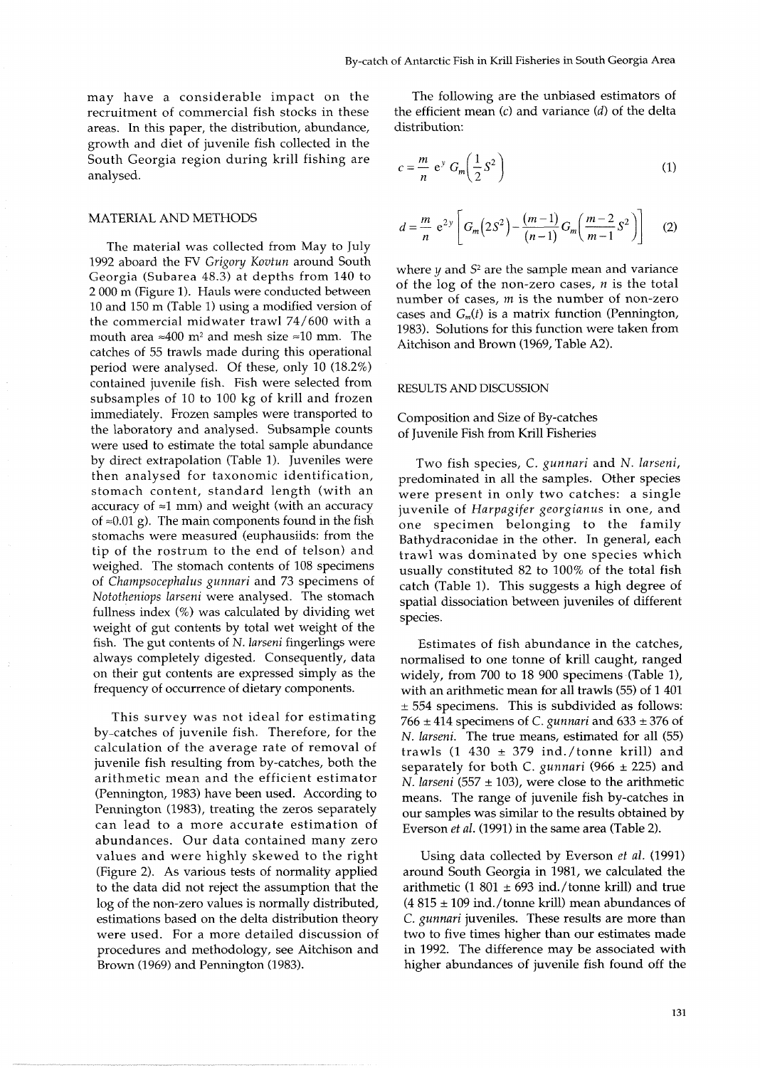may have a considerable impact on the recruitment of commercial fish stocks in these areas. In this paper, the distribution, abundance, growth and diet of juvenile fish collected in the South Georgia region during krill fishing are analysed.

## MATERIAL AND METHODS

The material was collected from May to July 1992 aboard the FV *Grigory Kovtun* around South Georgia (Subarea 48.3) at depths from 140 to 2 000 m (Figure 1). Hauls were conducted between 10 and 150 m (Table 1) using a modified version of the commercial midwater trawl 74/600 with a mouth area ≈400 m² and mesh size ≈10 mm. The catches of 55 trawls made during this operational period were analysed. Of these, only 10 (18.2%) contained juvenile fish. Fish were selected from subsamples of 10 to 100 kg of krill and frozen immediately. Frozen samples were transported to the laboratory and analysed. Subsample counts were used to estimate the total sample abundance by direct extrapolation (Table 1). Juveniles were then analysed for taxonomic identification, stomach content, standard length (with an accuracy of ≈1 mm) and weight (with an accuracy of ≈0.01 g). The main components found in the fish stomachs were measured (euphausiids: from the tip of the rostrum to the end of telson) and weighed. The stomach contents of 108 specimens of *Champsocephalus gunnari* and 73 specimens of *Nototheniops larseni* were analysed. The stomach fullness index (%) was calculated by dividing wet weight of gut contents by total wet weight of the fish. The gut contents of *N. larseni* fingerlings were always completely digested. Consequently, data on their gut contents are expressed simply as the frequency of occurrence of dietary components.

This survey was not ideal for estimating by-catches of juvenile fish. Therefore, for the calculation of the average rate of removal of juvenile fish resulting from by-catches, both the arithmetic mean and the efficient estimator (Pennington, 1983) have been used. According to Pennington (1983), treating the zeros separately can lead to a more accurate estimation of abundances. Our data contained many zero values and were highly skewed to the right (Figure 2). As various tests of normality applied to the data did not reject the assumption that the log of the non-zero values is normally distributed, estimations based on the delta distribution theory were used. For a more detailed discussion of procedures and methodology, see Aitchison and Brown (1969) and Pennington (1983).

The following are the unbiased estimators of the efficient mean ($c$) and variance ($d$) of the delta distribution:

$$c = \frac{m}{n}\, e^{y}\, G_m\!\left(\frac{1}{2}S^2\right) \tag{1}$$

$$d = \frac{m}{n}\, e^{2y}\left[G_m\!\left(2S^2\right) - \frac{(m-1)}{(n-1)}\, G_m\!\left(\frac{m-2}{m-1}S^2\right)\right] \tag{2}$$

where $y$ and $S^2$ are the sample mean and variance of the log of the non-zero cases, $n$ is the total number of cases, $m$ is the number of non-zero cases and $G_m(t)$ is a matrix function (Pennington, 1983). Solutions for this function were taken from Aitchison and Brown (1969, Table A2).

## RESULTS AND DISCUSSION

### Composition and Size of By-catches of Juvenile Fish from Krill Fisheries

Two fish species, *C. gunnari* and *N. larseni*, predominated in all the samples. Other species were present in only two catches: a single juvenile of *Harpagifer georgianus* in one, and one specimen belonging to the family Bathydraconidae in the other. In general, each trawl was dominated by one species which usually constituted 82 to 100% of the total fish catch (Table 1). This suggests a high degree of spatial dissociation between juveniles of different species.

Estimates of fish abundance in the catches, normalised to one tonne of krill caught, ranged widely, from 700 to 18 900 specimens (Table 1), with an arithmetic mean for all trawls (55) of 1 401 ± 554 specimens. This is subdivided as follows: 766 ± 414 specimens of *C. gunnari* and 633 ± 376 of *N. larseni*. The true means, estimated for all (55) trawls (1 430 ± 379 ind./tonne krill) and separately for both *C. gunnari* (966 ± 225) and *N. larseni* (557 ± 103), were close to the arithmetic means. The range of juvenile fish by-catches in our samples was similar to the results obtained by Everson *et al.* (1991) in the same area (Table 2).

Using data collected by Everson *et al.* (1991) around South Georgia in 1981, we calculated the arithmetic (1 801 ± 693 ind./tonne krill) and true (4 815 ± 109 ind./tonne krill) mean abundances of *C. gunnari* juveniles. These results are more than two to five times higher than our estimates made in 1992. The difference may be associated with higher abundances of juvenile fish found off the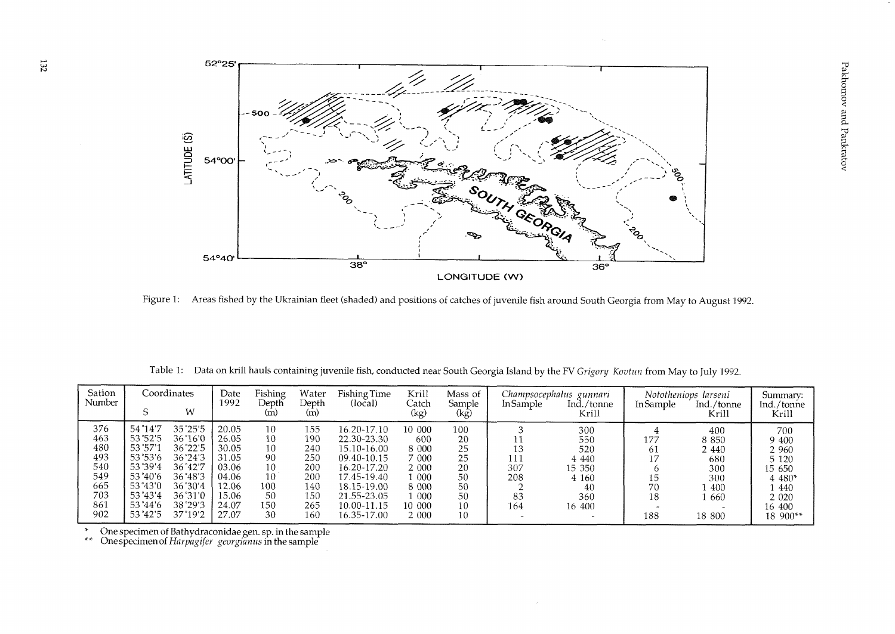Figure 1: Areas fished by the Ukrainian fleet (shaded) and positions of catches of juvenile fish around South Georgia from May to August 1992.

Table 1: Data on krill hauls containing juvenile fish, conducted near South Georgia Island by the FV *Grigory Kovtun* from May to July 1992.

| Sation Number | Coordinates | | Date 1992 | Fishing Depth (m) | Water Depth (m) | Fishing Time (local) | Krill Catch (kg) | Mass of Sample (kg) | *Champsocephalus gunnari* | | *Nototheniops larseni* | | Summary: Ind./tonne Krill |
|---|---|---|---|---|---|---|---|---|---|---|---|---|---|
| | S | W | | | | | | | In Sample | Ind./tonne Krill | In Sample | Ind./tonne Krill | |
| 376 | 54°14'7 | 35°25'5 | 20.05 | 10 | 155 | 16.20-17.10 | 10 000 | 100 | 3 | 300 | 4 | 400 | 700 |
| 463 | 53°52'5 | 36°16'0 | 26.05 | 10 | 190 | 22.30-23.30 | 600 | 20 | 11 | 550 | 177 | 8 850 | 9 400 |
| 480 | 53°57'1 | 36°22'5 | 30.05 | 10 | 240 | 15.10-16.00 | 8 000 | 25 | 13 | 520 | 61 | 2 440 | 2 960 |
| 493 | 53°53'6 | 36°24'3 | 31.05 | 90 | 250 | 09.40-10.15 | 7 000 | 25 | 111 | 4 440 | 17 | 680 | 5 120 |
| 540 | 53°39'4 | 36°42'7 | 03.06 | 10 | 200 | 16.20-17.20 | 2 000 | 20 | 307 | 15 350 | 6 | 300 | 15 650 |
| 549 | 53°40'6 | 36°48'3 | 04.06 | 10 | 200 | 17.45-19.40 | 1 000 | 50 | 208 | 4 160 | 15 | 300 | 4 480* |
| 665 | 53°43'0 | 36°30'4 | 12.06 | 100 | 140 | 18.15-19.00 | 8 000 | 50 | 2 | 40 | 70 | 1 400 | 1 440 |
| 703 | 53°43'4 | 36°31'0 | 15.06 | 50 | 150 | 21.55-23.05 | 1 000 | 50 | 83 | 360 | 18 | 1 660 | 2 020 |
| 861 | 53°44'6 | 38°29'3 | 24.07 | 150 | 265 | 10.00-11.15 | 10 000 | 10 | 164 | 16 400 | - | - | 16 400 |
| 902 | 53°42'5 | 37°19'2 | 27.07 | 30 | 160 | 16.35-17.00 | 2 000 | 10 | - | - | 188 | 18 800 | 18 900** |

\* One specimen of Bathydraconidae gen. sp. in the sample
\*\* One specimen of *Harpagifer georgianus* in the sample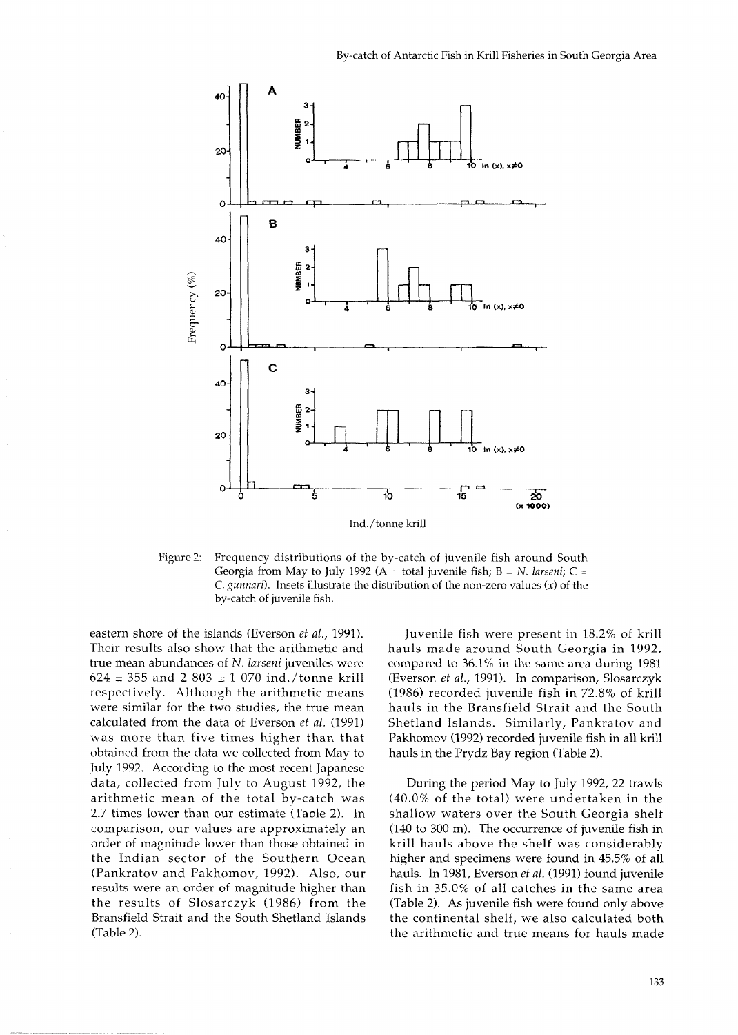Figure 2: Frequency distributions of the by-catch of juvenile fish around South Georgia from May to July 1992 (A = total juvenile fish; B = *N. larseni*; C = *C. gunnari*). Insets illustrate the distribution of the non-zero values ($x$) of the by-catch of juvenile fish.

eastern shore of the islands (Everson *et al.*, 1991). Their results also show that the arithmetic and true mean abundances of *N. larseni* juveniles were 624 ± 355 and 2 803 ± 1 070 ind./tonne krill respectively. Although the arithmetic means were similar for the two studies, the true mean calculated from the data of Everson *et al.* (1991) was more than five times higher than that obtained from the data we collected from May to July 1992. According to the most recent Japanese data, collected from July to August 1992, the arithmetic mean of the total by-catch was 2.7 times lower than our estimate (Table 2). In comparison, our values are approximately an order of magnitude lower than those obtained in the Indian sector of the Southern Ocean (Pankratov and Pakhomov, 1992). Also, our results were an order of magnitude higher than the results of Slosarczyk (1986) from the Bransfield Strait and the South Shetland Islands (Table 2).

Juvenile fish were present in 18.2% of krill hauls made around South Georgia in 1992, compared to 36.1% in the same area during 1981 (Everson *et al.*, 1991). In comparison, Slosarczyk (1986) recorded juvenile fish in 72.8% of krill hauls in the Bransfield Strait and the South Shetland Islands. Similarly, Pankratov and Pakhomov (1992) recorded juvenile fish in all krill hauls in the Prydz Bay region (Table 2).

During the period May to July 1992, 22 trawls (40.0% of the total) were undertaken in the shallow waters over the South Georgia shelf (140 to 300 m). The occurrence of juvenile fish in krill hauls above the shelf was considerably higher and specimens were found in 45.5% of all hauls. In 1981, Everson *et al.* (1991) found juvenile fish in 35.0% of all catches in the same area (Table 2). As juvenile fish were found only above the continental shelf, we also calculated both the arithmetic and true means for hauls made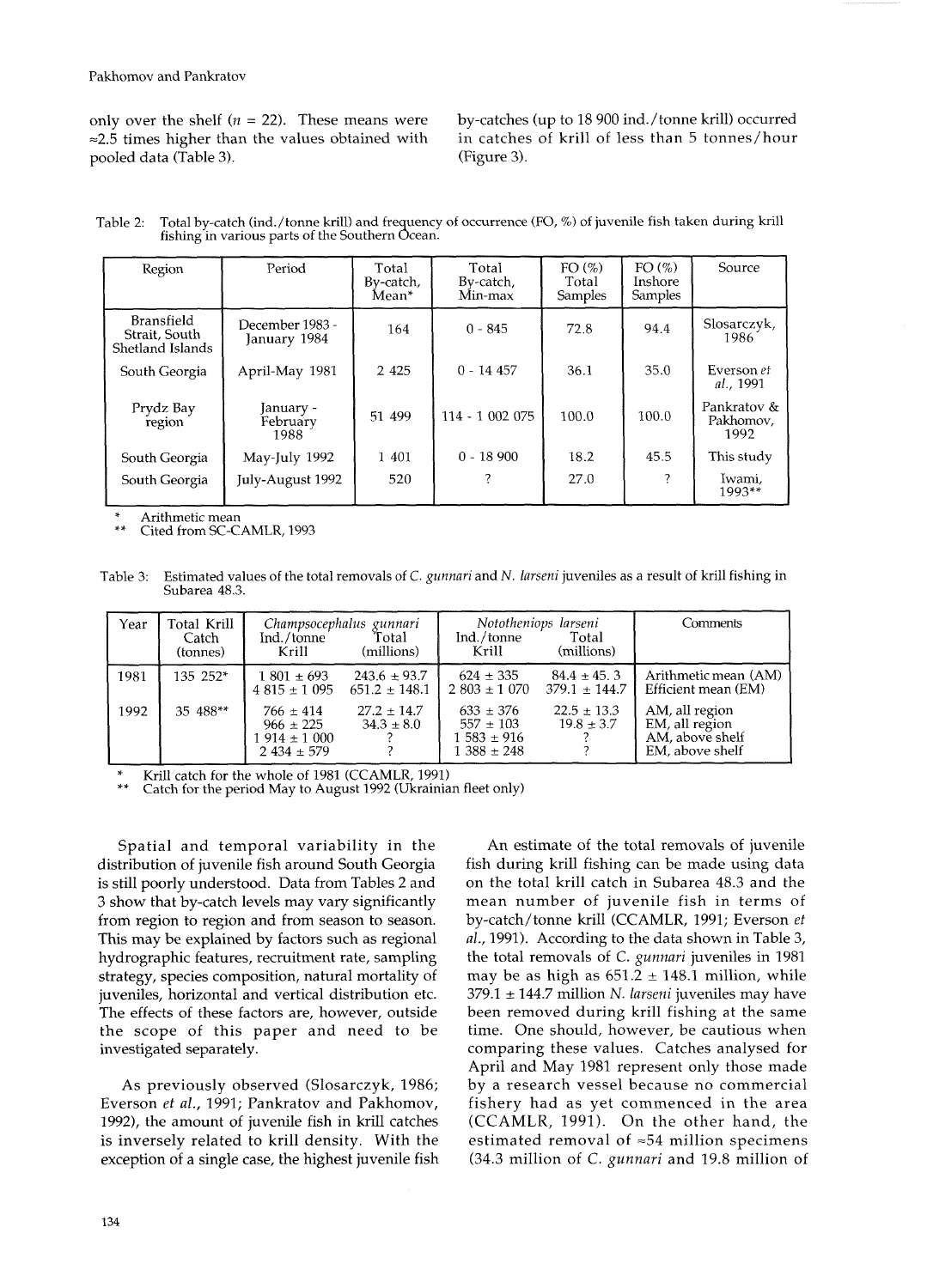only over the shelf ($n$ = 22). These means were ≈2.5 times higher than the values obtained with pooled data (Table 3).

by-catches (up to 18 900 ind./tonne krill) occurred in catches of krill of less than 5 tonnes/hour (Figure 3).

Table 2: Total by-catch (ind./tonne krill) and frequency of occurrence (FO, %) of juvenile fish taken during krill fishing in various parts of the Southern Ocean.

| Region | Period | Total By-catch, Mean* | Total By-catch, Min-max | FO (%) Total Samples | FO (%) Inshore Samples | Source |
|---|---|---|---|---|---|---|
| Bransfield Strait, South Shetland Islands | December 1983 - January 1984 | 164 | 0 - 845 | 72.8 | 94.4 | Slosarczyk, 1986 |
| South Georgia | April-May 1981 | 2 425 | 0 - 14 457 | 36.1 | 35.0 | Everson *et al.*, 1991 |
| Prydz Bay region | January - February 1988 | 51 499 | 114 - 1 002 075 | 100.0 | 100.0 | Pankratov & Pakhomov, 1992 |
| South Georgia | May-July 1992 | 1 401 | 0 - 18 900 | 18.2 | 45.5 | This study |
| South Georgia | July-August 1992 | 520 | ? | 27.0 | ? | Iwami, 1993** |

\* Arithmetic mean
\** Cited from SC-CAMLR, 1993

Table 3: Estimated values of the total removals of *C. gunnari* and *N. larseni* juveniles as a result of krill fishing in Subarea 48.3.

| Year | Total Krill Catch (tonnes) | *Champsocephalus gunnari* Ind./tonne Krill | *Champsocephalus gunnari* Total (millions) | *Nototheniops larseni* Ind./tonne Krill | *Nototheniops larseni* Total (millions) | Comments |
|---|---|---|---|---|---|---|
| 1981 | 135 252* | 1 801 ± 693 | 243.6 ± 93.7 | 624 ± 335 | 84.4 ± 45. 3 | Arithmetic mean (AM) |
| | | 4 815 ± 1 095 | 651.2 ± 148.1 | 2 803 ± 1 070 | 379.1 ± 144.7 | Efficient mean (EM) |
| 1992 | 35 488** | 766 ± 414 | 27.2 ± 14.7 | 633 ± 376 | 22.5 ± 13.3 | AM, all region |
| | | 966 ± 225 | 34.3 ± 8.0 | 557 ± 103 | 19.8 ± 3.7 | EM, all region |
| | | 1 914 ± 1 000 | ? | 1 583 ± 916 | ? | AM, above shelf |
| | | 2 434 ± 579 | ? | 1 388 ± 248 | ? | EM, above shelf |

\* Krill catch for the whole of 1981 (CCAMLR, 1991)
\** Catch for the period May to August 1992 (Ukrainian fleet only)

Spatial and temporal variability in the distribution of juvenile fish around South Georgia is still poorly understood. Data from Tables 2 and 3 show that by-catch levels may vary significantly from region to region and from season to season. This may be explained by factors such as regional hydrographic features, recruitment rate, sampling strategy, species composition, natural mortality of juveniles, horizontal and vertical distribution etc. The effects of these factors are, however, outside the scope of this paper and need to be investigated separately.

As previously observed (Slosarczyk, 1986; Everson *et al.*, 1991; Pankratov and Pakhomov, 1992), the amount of juvenile fish in krill catches is inversely related to krill density. With the exception of a single case, the highest juvenile fish

An estimate of the total removals of juvenile fish during krill fishing can be made using data on the total krill catch in Subarea 48.3 and the mean number of juvenile fish in terms of by-catch/tonne krill (CCAMLR, 1991; Everson *et al.*, 1991). According to the data shown in Table 3, the total removals of *C. gunnari* juveniles in 1981 may be as high as 651.2 ± 148.1 million, while 379.1 ± 144.7 million *N. larseni* juveniles may have been removed during krill fishing at the same time. One should, however, be cautious when comparing these values. Catches analysed for April and May 1981 represent only those made by a research vessel because no commercial fishery had as yet commenced in the area (CCAMLR, 1991). On the other hand, the estimated removal of ≈54 million specimens (34.3 million of *C. gunnari* and 19.8 million of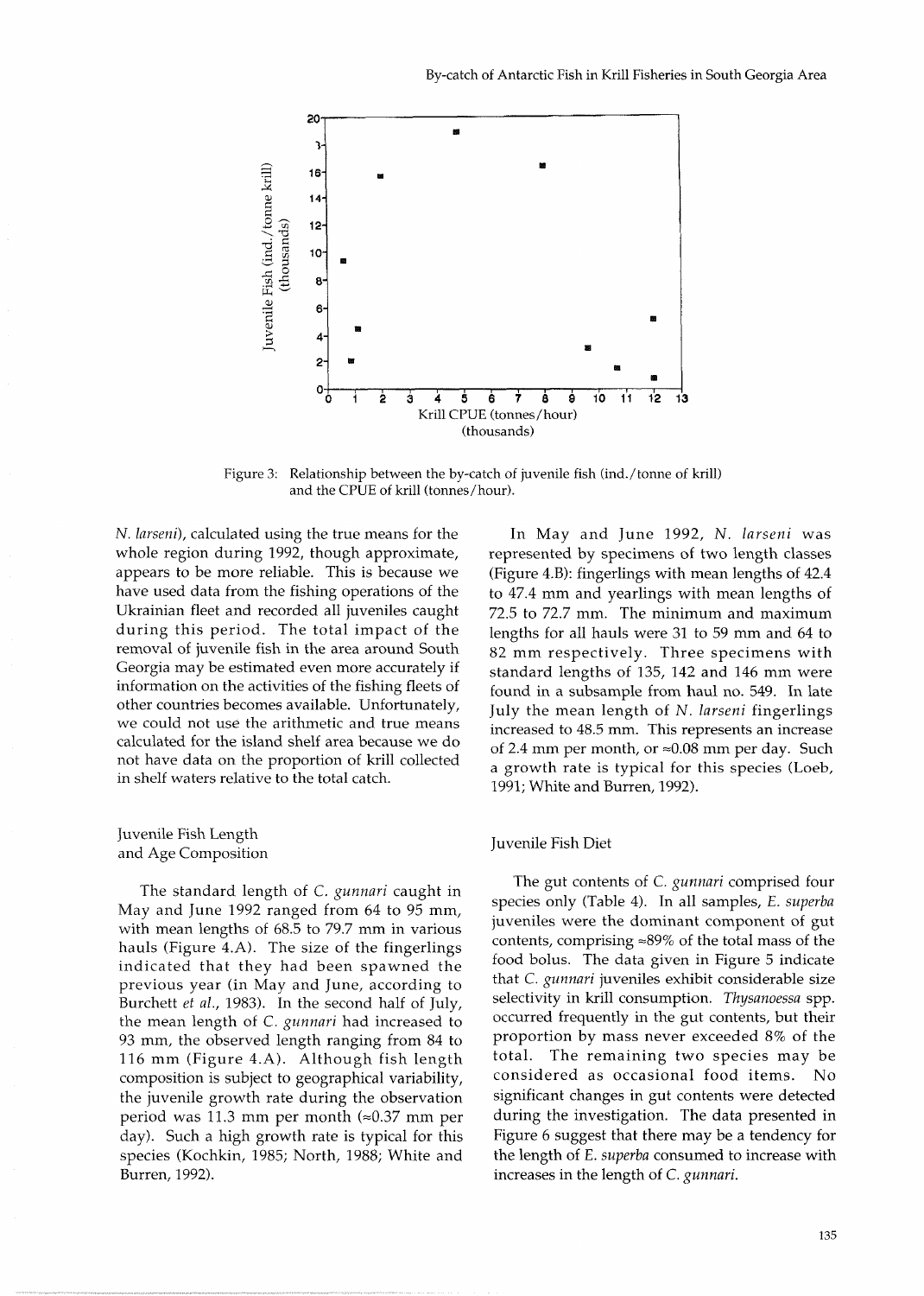Figure 3: Relationship between the by-catch of juvenile fish (ind./tonne of krill) and the CPUE of krill (tonnes/hour).

*N. larseni*), calculated using the true means for the whole region during 1992, though approximate, appears to be more reliable. This is because we have used data from the fishing operations of the Ukrainian fleet and recorded all juveniles caught during this period. The total impact of the removal of juvenile fish in the area around South Georgia may be estimated even more accurately if information on the activities of the fishing fleets of other countries becomes available. Unfortunately, we could not use the arithmetic and true means calculated for the island shelf area because we do not have data on the proportion of krill collected in shelf waters relative to the total catch.

### Juvenile Fish Length and Age Composition

The standard length of *C. gunnari* caught in May and June 1992 ranged from 64 to 95 mm, with mean lengths of 68.5 to 79.7 mm in various hauls (Figure 4.A). The size of the fingerlings indicated that they had been spawned the previous year (in May and June, according to Burchett *et al.*, 1983). In the second half of July, the mean length of *C. gunnari* had increased to 93 mm, the observed length ranging from 84 to 116 mm (Figure 4.A). Although fish length composition is subject to geographical variability, the juvenile growth rate during the observation period was 11.3 mm per month (≈0.37 mm per day). Such a high growth rate is typical for this species (Kochkin, 1985; North, 1988; White and Burren, 1992).

In May and June 1992, *N. larseni* was represented by specimens of two length classes (Figure 4.B): fingerlings with mean lengths of 42.4 to 47.4 mm and yearlings with mean lengths of 72.5 to 72.7 mm. The minimum and maximum lengths for all hauls were 31 to 59 mm and 64 to 82 mm respectively. Three specimens with standard lengths of 135, 142 and 146 mm were found in a subsample from haul no. 549. In late July the mean length of *N. larseni* fingerlings increased to 48.5 mm. This represents an increase of 2.4 mm per month, or ≈0.08 mm per day. Such a growth rate is typical for this species (Loeb, 1991; White and Burren, 1992).

### Juvenile Fish Diet

The gut contents of *C. gunnari* comprised four species only (Table 4). In all samples, *E. superba* juveniles were the dominant component of gut contents, comprising ≈89% of the total mass of the food bolus. The data given in Figure 5 indicate that *C. gunnari* juveniles exhibit considerable size selectivity in krill consumption. *Thysanoessa* spp. occurred frequently in the gut contents, but their proportion by mass never exceeded 8% of the total. The remaining two species may be considered as occasional food items. No significant changes in gut contents were detected during the investigation. The data presented in Figure 6 suggest that there may be a tendency for the length of *E. superba* consumed to increase with increases in the length of *C. gunnari*.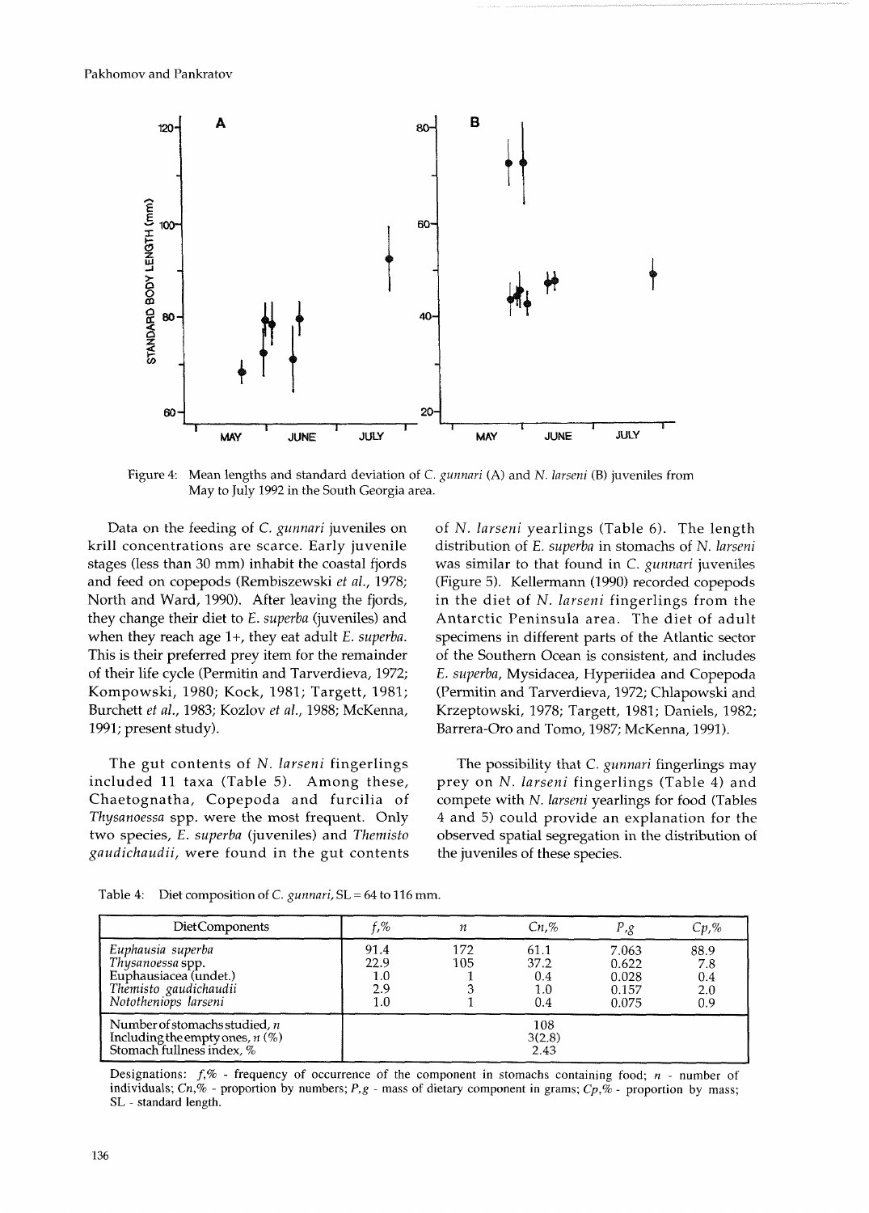Figure 4: Mean lengths and standard deviation of *C. gunnari* (A) and *N. larseni* (B) juveniles from May to July 1992 in the South Georgia area.

Data on the feeding of *C. gunnari* juveniles on krill concentrations are scarce. Early juvenile stages (less than 30 mm) inhabit the coastal fjords and feed on copepods (Rembiszewski *et al.*, 1978; North and Ward, 1990). After leaving the fjords, they change their diet to *E. superba* (juveniles) and when they reach age 1+, they eat adult *E. superba*. This is their preferred prey item for the remainder of their life cycle (Permitin and Tarverdieva, 1972; Kompowski, 1980; Kock, 1981; Targett, 1981; Burchett *et al.*, 1983; Kozlov *et al.*, 1988; McKenna, 1991; present study).

The gut contents of *N. larseni* fingerlings included 11 taxa (Table 5). Among these, Chaetognatha, Copepoda and furcilia of *Thysanoessa* spp. were the most frequent. Only two species, *E. superba* (juveniles) and *Themisto gaudichaudii*, were found in the gut contents of *N. larseni* yearlings (Table 6). The length distribution of *E. superba* in stomachs of *N. larseni* was similar to that found in *C. gunnari* juveniles (Figure 5). Kellermann (1990) recorded copepods in the diet of *N. larseni* fingerlings from the Antarctic Peninsula area. The diet of adult specimens in different parts of the Atlantic sector of the Southern Ocean is consistent, and includes *E. superba*, Mysidacea, Hyperiidea and Copepoda (Permitin and Tarverdieva, 1972; Chlapowski and Krzeptowski, 1978; Targett, 1981; Daniels, 1982; Barrera-Oro and Tomo, 1987; McKenna, 1991).

The possibility that *C. gunnari* fingerlings may prey on *N. larseni* fingerlings (Table 4) and compete with *N. larseni* yearlings for food (Tables 4 and 5) could provide an explanation for the observed spatial segregation in the distribution of the juveniles of these species.

Table 4: Diet composition of *C. gunnari*, SL = 64 to 116 mm.

| Diet Components | *f*,% | *n* | *Cn*,% | *P*,g | *Cp*,% |
|---|---|---|---|---|---|
| *Euphausia superba* | 91.4 | 172 | 61.1 | 7.063 | 88.9 |
| *Thysanoessa* spp. | 22.9 | 105 | 37.2 | 0.622 | 7.8 |
| Euphausiacea (undet.) | 1.0 | 1 | 0.4 | 0.028 | 0.4 |
| *Themisto gaudichaudii* | 2.9 | 3 | 1.0 | 0.157 | 2.0 |
| *Nototheniops larseni* | 1.0 | 1 | 0.4 | 0.075 | 0.9 |
| Number of stomachs studied, *n* | | | 108 | | |
| Including the empty ones, *n* (%) | | | 3(2.8) | | |
| Stomach fullness index, % | | | 2.43 | | |

Designations: *f*,% - frequency of occurrence of the component in stomachs containing food; *n* - number of individuals; *Cn*,% - proportion by numbers; *P*,g - mass of dietary component in grams; *Cp*,% - proportion by mass; SL - standard length.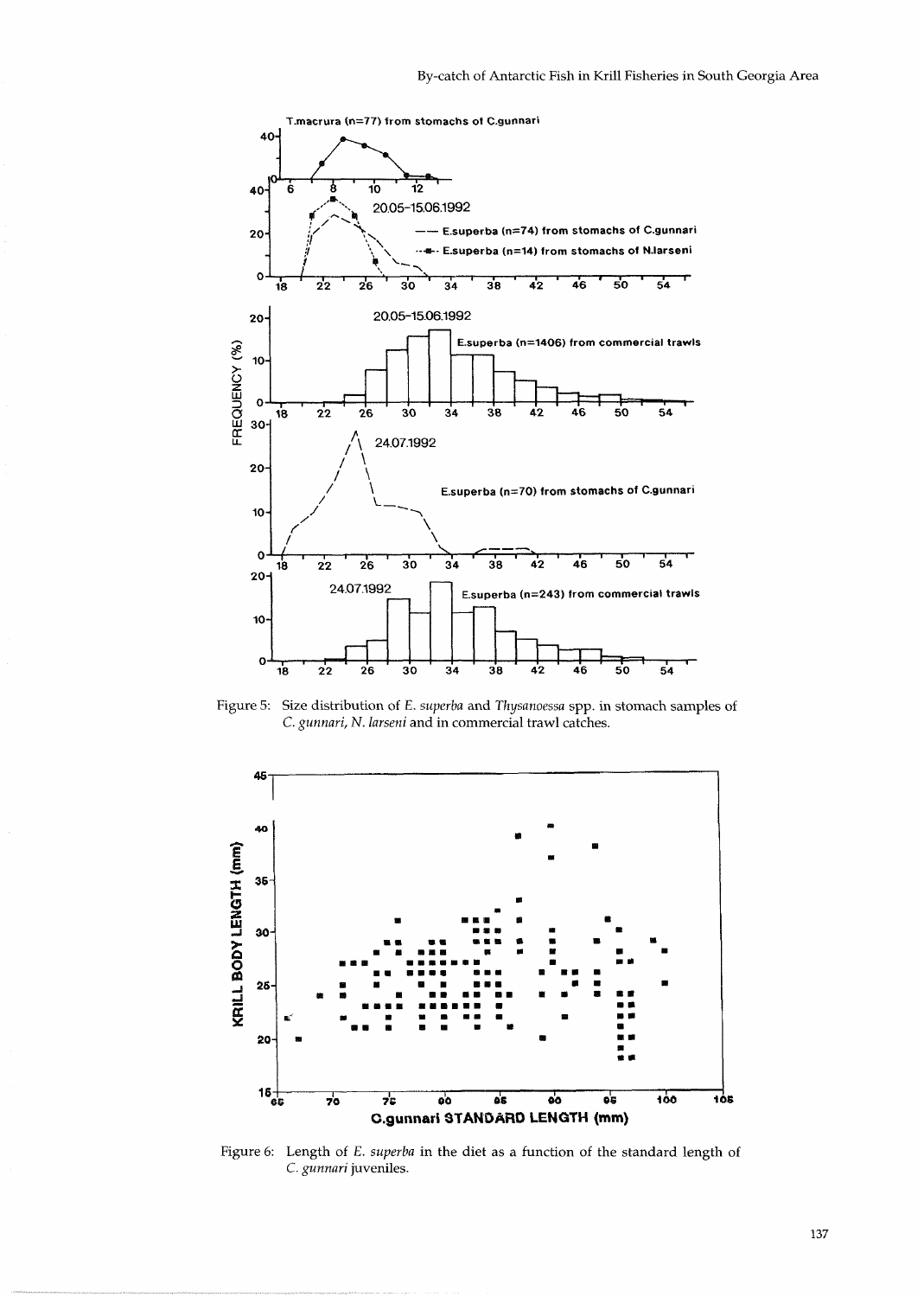Figure 5: Size distribution of *E. superba* and *Thysanoessa* spp. in stomach samples of *C. gunnari*, *N. larseni* and in commercial trawl catches.

Figure 6: Length of *E. superba* in the diet as a function of the standard length of *C. gunnari* juveniles.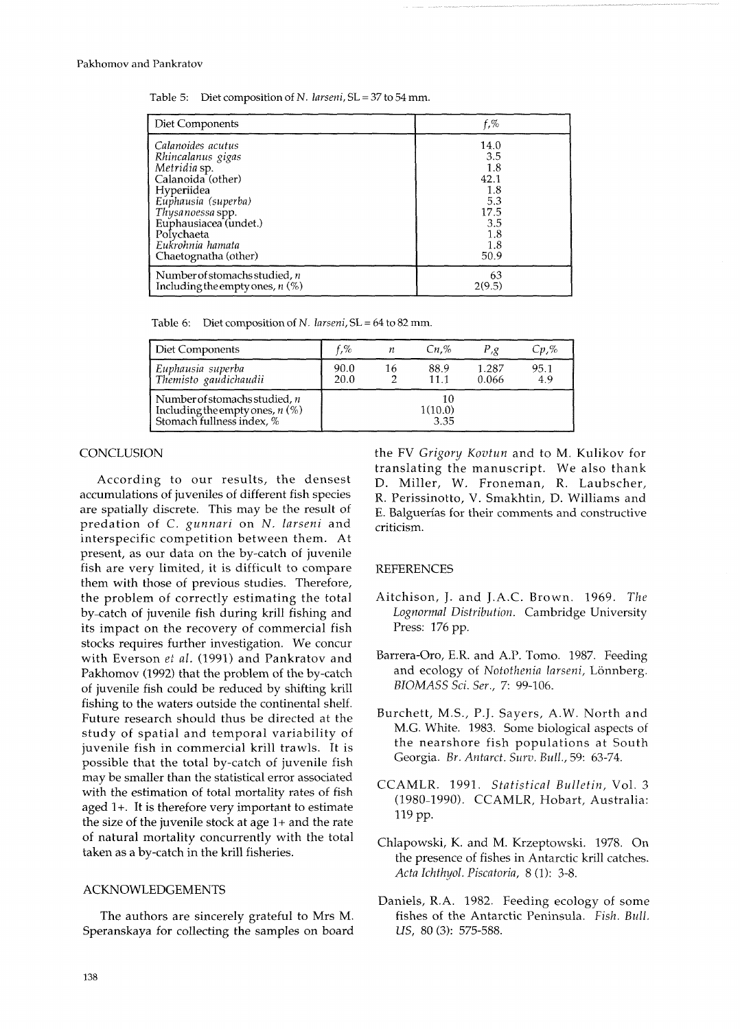Table 5: Diet composition of *N. larseni*, SL = 37 to 54 mm.

| Diet Components | *f*,% |
|---|---|
| *Calanoides acutus* | 14.0 |
| *Rhincalanus gigas* | 3.5 |
| *Metridia* sp. | 1.8 |
| Calanoida (other) | 42.1 |
| Hyperiidea | 1.8 |
| *Euphausia (superba)* | 5.3 |
| *Thysanoessa* spp. | 17.5 |
| Euphausiacea (undet.) | 3.5 |
| Polychaeta | 1.8 |
| *Eukrohnia hamata* | 1.8 |
| Chaetognatha (other) | 50.9 |
| Number of stomachs studied, *n* | 63 |
| Including the empty ones, *n* (%) | 2(9.5) |

Table 6: Diet composition of *N. larseni*, SL = 64 to 82 mm.

| Diet Components | *f*,% | *n* | *Cn*,% | *P*,g | *Cp*,% |
|---|---|---|---|---|---|
| *Euphausia superba* | 90.0 | 16 | 88.9 | 1.287 | 95.1 |
| *Themisto gaudichaudii* | 20.0 | 2 | 11.1 | 0.066 | 4.9 |
| Number of stomachs studied, *n* | | | 10 | | |
| Including the empty ones, *n* (%) | | | 1(10.0) | | |
| Stomach fullness index, % | | | 3.35 | | |

## CONCLUSION

According to our results, the densest accumulations of juveniles of different fish species are spatially discrete. This may be the result of predation of *C. gunnari* on *N. larseni* and interspecific competition between them. At present, as our data on the by-catch of juvenile fish are very limited, it is difficult to compare them with those of previous studies. Therefore, the problem of correctly estimating the total by-catch of juvenile fish during krill fishing and its impact on the recovery of commercial fish stocks requires further investigation. We concur with Everson *et al.* (1991) and Pankratov and Pakhomov (1992) that the problem of the by-catch of juvenile fish could be reduced by shifting krill fishing to the waters outside the continental shelf. Future research should thus be directed at the study of spatial and temporal variability of juvenile fish in commercial krill trawls. It is possible that the total by-catch of juvenile fish may be smaller than the statistical error associated with the estimation of total mortality rates of fish aged 1+. It is therefore very important to estimate the size of the juvenile stock at age 1+ and the rate of natural mortality concurrently with the total taken as a by-catch in the krill fisheries.

## ACKNOWLEDGEMENTS

The authors are sincerely grateful to Mrs M. Speranskaya for collecting the samples on board the FV *Grigory Kovtun* and to M. Kulikov for translating the manuscript. We also thank D. Miller, W. Froneman, R. Laubscher, R. Perissinotto, V. Smakhtin, D. Williams and E. Balguerías for their comments and constructive criticism.

## REFERENCES

Aitchison, J. and J.A.C. Brown. 1969. *The Lognormal Distribution*. Cambridge University Press: 176 pp.

Barrera-Oro, E.R. and A.P. Tomo. 1987. Feeding and ecology of *Notothenia larseni*, Lönnberg. *BIOMASS Sci. Ser.*, 7: 99-106.

Burchett, M.S., P.J. Sayers, A.W. North and M.G. White. 1983. Some biological aspects of the nearshore fish populations at South Georgia. *Br. Antarct. Surv. Bull.*, 59: 63-74.

CCAMLR. 1991. *Statistical Bulletin*, Vol. 3 (1980-1990). CCAMLR, Hobart, Australia: 119 pp.

Chlapowski, K. and M. Krzeptowski. 1978. On the presence of fishes in Antarctic krill catches. *Acta Ichthyol. Piscatoria*, 8 (1): 3-8.

Daniels, R.A. 1982. Feeding ecology of some fishes of the Antarctic Peninsula. *Fish. Bull. US*, 80 (3): 575-588.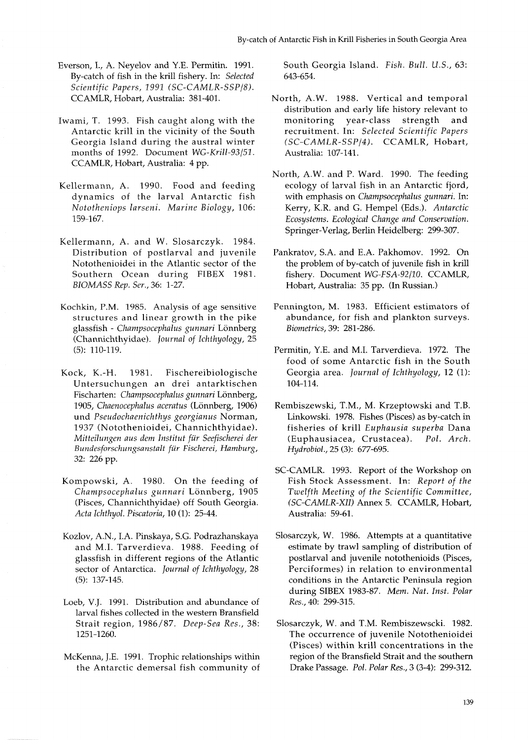Everson, I., A. Neyelov and Y.E. Permitin. 1991. By-catch of fish in the krill fishery. In: *Selected Scientific Papers, 1991 (SC-CAMLR-SSP/8)*. CCAMLR, Hobart, Australia: 381-401.

Iwami, T. 1993. Fish caught along with the Antarctic krill in the vicinity of the South Georgia Island during the austral winter months of 1992. Document *WG-Krill-93/51*. CCAMLR, Hobart, Australia: 4 pp.

Kellermann, A. 1990. Food and feeding dynamics of the larval Antarctic fish *Nototheniops larseni*. *Marine Biology*, 106: 159-167.

Kellermann, A. and W. Slosarczyk. 1984. Distribution of postlarval and juvenile Notothenioidei in the Atlantic sector of the Southern Ocean during FIBEX 1981. *BIOMASS Rep. Ser.*, 36: 1-27.

Kochkin, P.M. 1985. Analysis of age sensitive structures and linear growth in the pike glassfish - *Champsocephalus gunnari* Lönnberg (Channichthyidae). *Journal of Ichthyology*, 25 (5): 110-119.

Kock, K.-H. 1981. Fischereibiologische Untersuchungen an drei antarktischen Fischarten: *Champsocephalus gunnari* Lönnberg, 1905, *Chaenocephalus aceratus* (Lönnberg, 1906) und *Pseudochaenichthys georgianus* Norman, 1937 (Notothenioidei, Channichthyidae). *Mitteilungen aus dem Institut für Seefischerei der Bundesforschungsanstalt für Fischerei, Hamburg*, 32: 226 pp.

Kompowski, A. 1980. On the feeding of *Champsocephalus gunnari* Lönnberg, 1905 (Pisces, Channichthyidae) off South Georgia. *Acta Ichthyol. Piscatoria*, 10 (1): 25-44.

Kozlov, A.N., I.A. Pinskaya, S.G. Podrazhanskaya and M.I. Tarverdieva. 1988. Feeding of glassfish in different regions of the Atlantic sector of Antarctica. *Journal of Ichthyology*, 28 (5): 137-145.

Loeb, V.J. 1991. Distribution and abundance of larval fishes collected in the western Bransfield Strait region, 1986/87. *Deep-Sea Res.*, 38: 1251-1260.

McKenna, J.E. 1991. Trophic relationships within the Antarctic demersal fish community of South Georgia Island. *Fish. Bull. U.S.*, 63: 643-654.

North, A.W. 1988. Vertical and temporal distribution and early life history relevant to monitoring year-class strength and recruitment. In: *Selected Scientific Papers (SC-CAMLR-SSP/4)*. CCAMLR, Hobart, Australia: 107-141.

North, A.W. and P. Ward. 1990. The feeding ecology of larval fish in an Antarctic fjord, with emphasis on *Champsocephalus gunnari*. In: Kerry, K.R. and G. Hempel (Eds.). *Antarctic Ecosystems. Ecological Change and Conservation.* Springer-Verlag, Berlin Heidelberg: 299-307.

Pankratov, S.A. and E.A. Pakhomov. 1992. On the problem of by-catch of juvenile fish in krill fishery. Document *WG-FSA-92/10*. CCAMLR, Hobart, Australia: 35 pp. (In Russian.)

Pennington, M. 1983. Efficient estimators of abundance, for fish and plankton surveys. *Biometrics*, 39: 281-286.

Permitin, Y.E. and M.I. Tarverdieva. 1972. The food of some Antarctic fish in the South Georgia area. *Journal of Ichthyology*, 12 (1): 104-114.

Rembiszewski, T.M., M. Krzeptowski and T.B. Linkowski. 1978. Fishes (Pisces) as by-catch in fisheries of krill *Euphausia superba* Dana (Euphausiacea, Crustacea). *Pol. Arch. Hydrobiol.*, 25 (3): 677-695.

SC-CAMLR. 1993. Report of the Workshop on Fish Stock Assessment. In: *Report of the Twelfth Meeting of the Scientific Committee, (SC-CAMLR-XII)* Annex 5. CCAMLR, Hobart, Australia: 59-61.

Slosarczyk, W. 1986. Attempts at a quantitative estimate by trawl sampling of distribution of postlarval and juvenile notothenioids (Pisces, Perciformes) in relation to environmental conditions in the Antarctic Peninsula region during SIBEX 1983-87. *Mem. Nat. Inst. Polar Res.*, 40: 299-315.

Slosarczyk, W. and T.M. Rembiszewscki. 1982. The occurrence of juvenile Notothenioidei (Pisces) within krill concentrations in the region of the Bransfield Strait and the southern Drake Passage. *Pol. Polar Res.*, 3 (3-4): 299-312.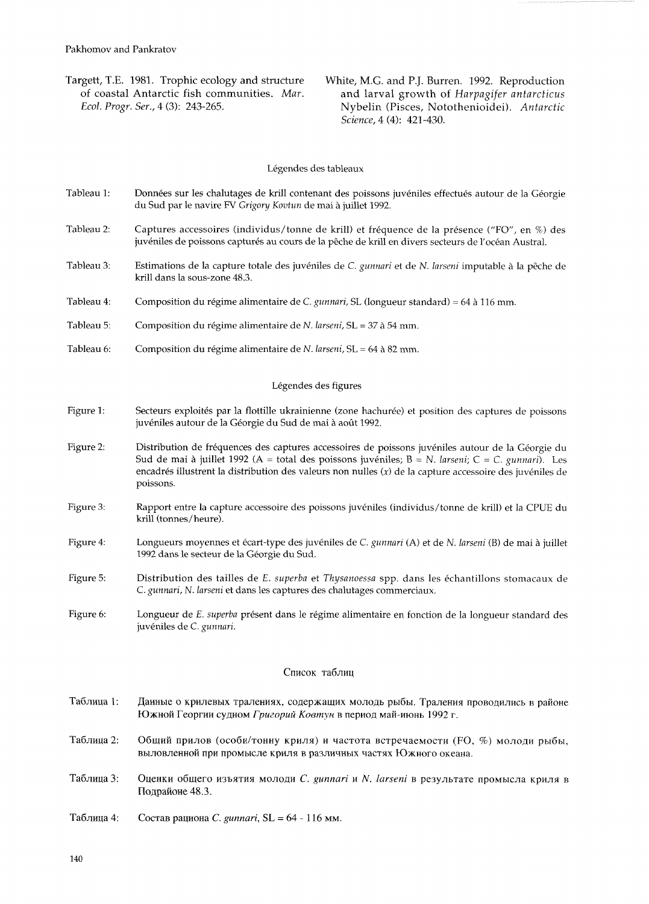Targett, T.E. 1981. Trophic ecology and structure of coastal Antarctic fish communities. *Mar. Ecol. Progr. Ser.*, 4 (3): 243-265.

White, M.G. and P.J. Burren. 1992. Reproduction and larval growth of *Harpagifer antarcticus* Nybelin (Pisces, Notothenioidei). *Antarctic Science*, 4 (4): 421-430.

## Légendes des tableaux

Tableau 1: Données sur les chalutages de krill contenant des poissons juvéniles effectués autour de la Géorgie du Sud par le navire FV *Grigory Kovtun* de mai à juillet 1992.

Tableau 2: Captures accessoires (individus/tonne de krill) et fréquence de la présence ("FO", en %) des juvéniles de poissons capturés au cours de la pêche de krill en divers secteurs de l'océan Austral.

Tableau 3: Estimations de la capture totale des juvéniles de *C. gunnari* et de *N. larseni* imputable à la pêche de krill dans la sous-zone 48.3.

Tableau 4: Composition du régime alimentaire de *C. gunnari*, SL (longueur standard) = 64 à 116 mm.

Tableau 5: Composition du régime alimentaire de *N. larseni*, SL = 37 à 54 mm.

Tableau 6: Composition du régime alimentaire de *N. larseni*, SL = 64 à 82 mm.

## Légendes des figures

Figure 1: Secteurs exploités par la flottille ukrainienne (zone hachurée) et position des captures de poissons juvéniles autour de la Géorgie du Sud de mai à août 1992.

Figure 2: Distribution de fréquences des captures accessoires de poissons juvéniles autour de la Géorgie du Sud de mai à juillet 1992 (A = total des poissons juvéniles; B = *N. larseni*; C = *C. gunnari*). Les encadrés illustrent la distribution des valeurs non nulles ($x$) de la capture accessoire des juvéniles de poissons.

Figure 3: Rapport entre la capture accessoire des poissons juvéniles (individus/tonne de krill) et la CPUE du krill (tonnes/heure).

Figure 4: Longueurs moyennes et écart-type des juvéniles de *C. gunnari* (A) et de *N. larseni* (B) de mai à juillet 1992 dans le secteur de la Géorgie du Sud.

Figure 5: Distribution des tailles de *E. superba* et *Thysanoessa* spp. dans les échantillons stomacaux de *C. gunnari*, *N. larseni* et dans les captures des chalutages commerciaux.

Figure 6: Longueur de *E. superba* présent dans le régime alimentaire en fonction de la longueur standard des juvéniles de *C. gunnari*.

## Список таблиц

Таблица 1: Данные о крилевых тралениях, содержащих молодь рыбы. Траления проводились в районе Южной Георгии судном *Григорий Ковтун* в период май-июнь 1992 г.

Таблица 2: Общий прилов (особи/тонну криля) и частота встречаемости (FO, %) молоди рыбы, выловленной при промысле криля в различных частях Южного океана.

Таблица 3: Оценки общего изъятия молоди *C. gunnari* и *N. larseni* в результате промысла криля в Подрайоне 48.3.

Таблица 4: Состав рациона *C. gunnari*, SL = 64 - 116 мм.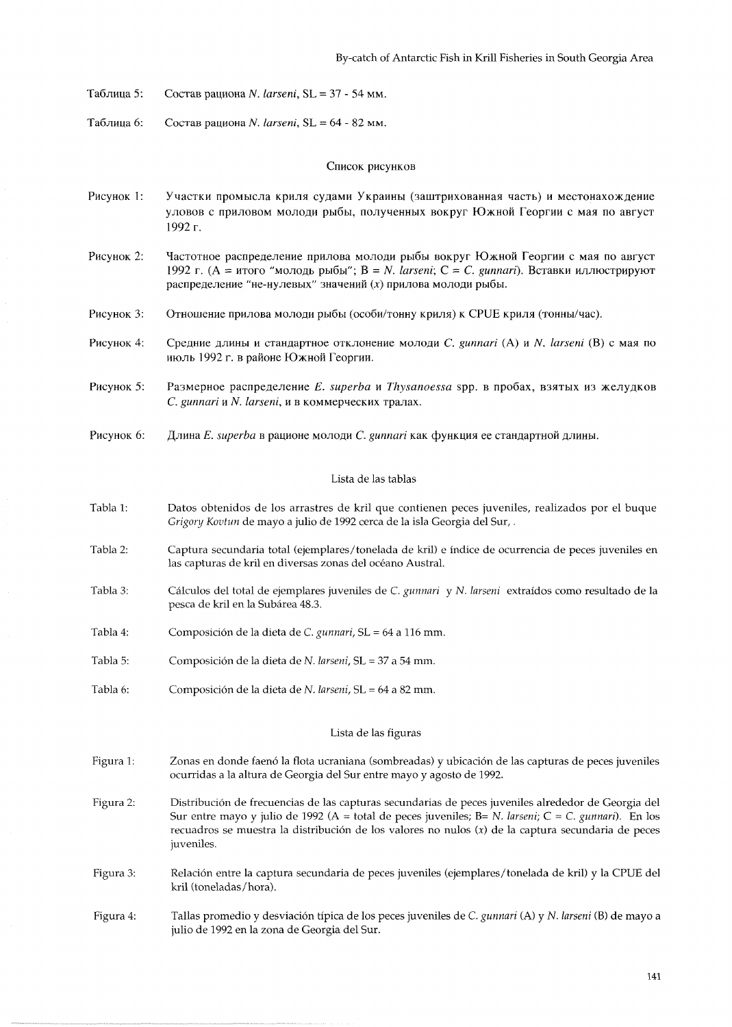Таблица 5: Состав рациона *N. larseni*, SL = 37 - 54 мм.

Таблица 6: Состав рациона *N. larseni*, SL = 64 - 82 мм.

## Список рисунков

Рисунок 1: Участки промысла криля судами Украины (заштрихованная часть) и местонахождение уловов с приловом молоди рыбы, полученных вокруг Южной Георгии с мая по август 1992 г.

Рисунок 2: Частотное распределение прилова молоди рыбы вокруг Южной Георгии с мая по август 1992 г. (A = итого "молодь рыбы"; B = *N. larseni*; C = *C. gunnari*). Вставки иллюстрируют распределение "не-нулевых" значений (*x*) прилова молоди рыбы.

Рисунок 3: Отношение прилова молоди рыбы (особи/тонну криля) к CPUE криля (тонны/час).

Рисунок 4: Средние длины и стандартное отклонение молоди *C. gunnari* (A) и *N. larseni* (B) с мая по июль 1992 г. в районе Южной Георгии.

Рисунок 5: Размерное распределение *E. superba* и *Thysanoessa* spp. в пробах, взятых из желудков *C. gunnari* и *N. larseni*, и в коммерческих тралах.

Рисунок 6: Длина *E. superba* в рационе молоди *C. gunnari* как функция ее стандартной длины.

## Lista de las tablas

Tabla 1: Datos obtenidos de los arrastres de kril que contienen peces juveniles, realizados por el buque *Grigory Kovtun* de mayo a julio de 1992 cerca de la isla Georgia del Sur, .

Tabla 2: Captura secundaria total (ejemplares/tonelada de kril) e índice de ocurrencia de peces juveniles en las capturas de kril en diversas zonas del océano Austral.

Tabla 3: Cálculos del total de ejemplares juveniles de *C. gunnari* y *N. larseni* extraídos como resultado de la pesca de kril en la Subárea 48.3.

Tabla 4: Composición de la dieta de *C. gunnari*, SL = 64 a 116 mm.

Tabla 5: Composición de la dieta de *N. larseni*, SL = 37 a 54 mm.

Tabla 6: Composición de la dieta de *N. larseni*, SL = 64 a 82 mm.

## Lista de las figuras

Figura 1: Zonas en donde faenó la flota ucraniana (sombreadas) y ubicación de las capturas de peces juveniles ocurridas a la altura de Georgia del Sur entre mayo y agosto de 1992.

Figura 2: Distribución de frecuencias de las capturas secundarias de peces juveniles alrededor de Georgia del Sur entre mayo y julio de 1992 (A = total de peces juveniles; B= *N. larseni*; C = *C. gunnari*). En los recuadros se muestra la distribución de los valores no nulos (*x*) de la captura secundaria de peces juveniles.

Figura 3: Relación entre la captura secundaria de peces juveniles (ejemplares/tonelada de kril) y la CPUE del kril (toneladas/hora).

Figura 4: Tallas promedio y desviación típica de los peces juveniles de *C. gunnari* (A) y *N. larseni* (B) de mayo a julio de 1992 en la zona de Georgia del Sur.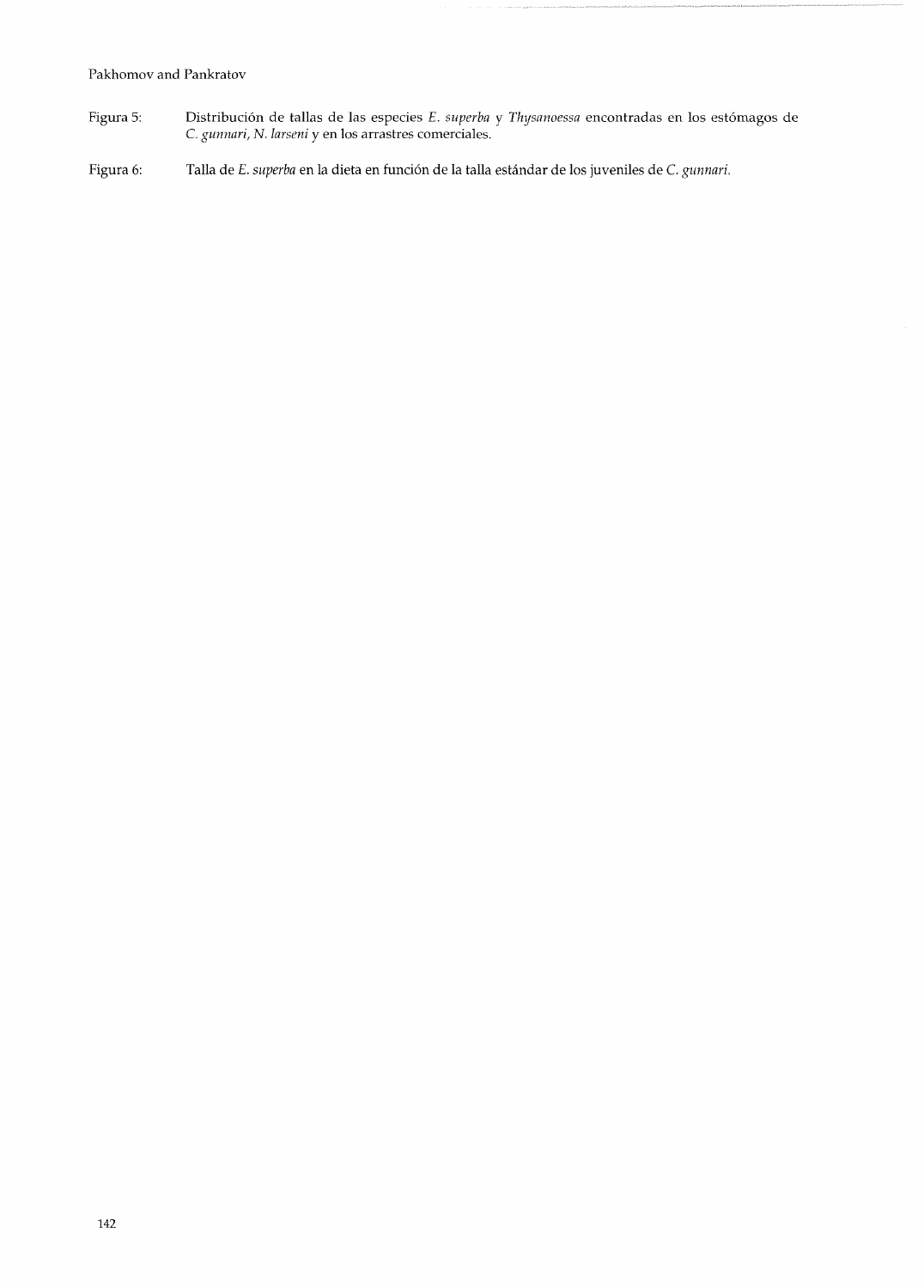Figura 5: Distribución de tallas de las especies *E. superba* y *Thysanoessa* encontradas en los estómagos de *C. gunnari*, *N. larseni* y en los arrastres comerciales.

Figura 6: Talla de *E. superba* en la dieta en función de la talla estándar de los juveniles de *C. gunnari*.